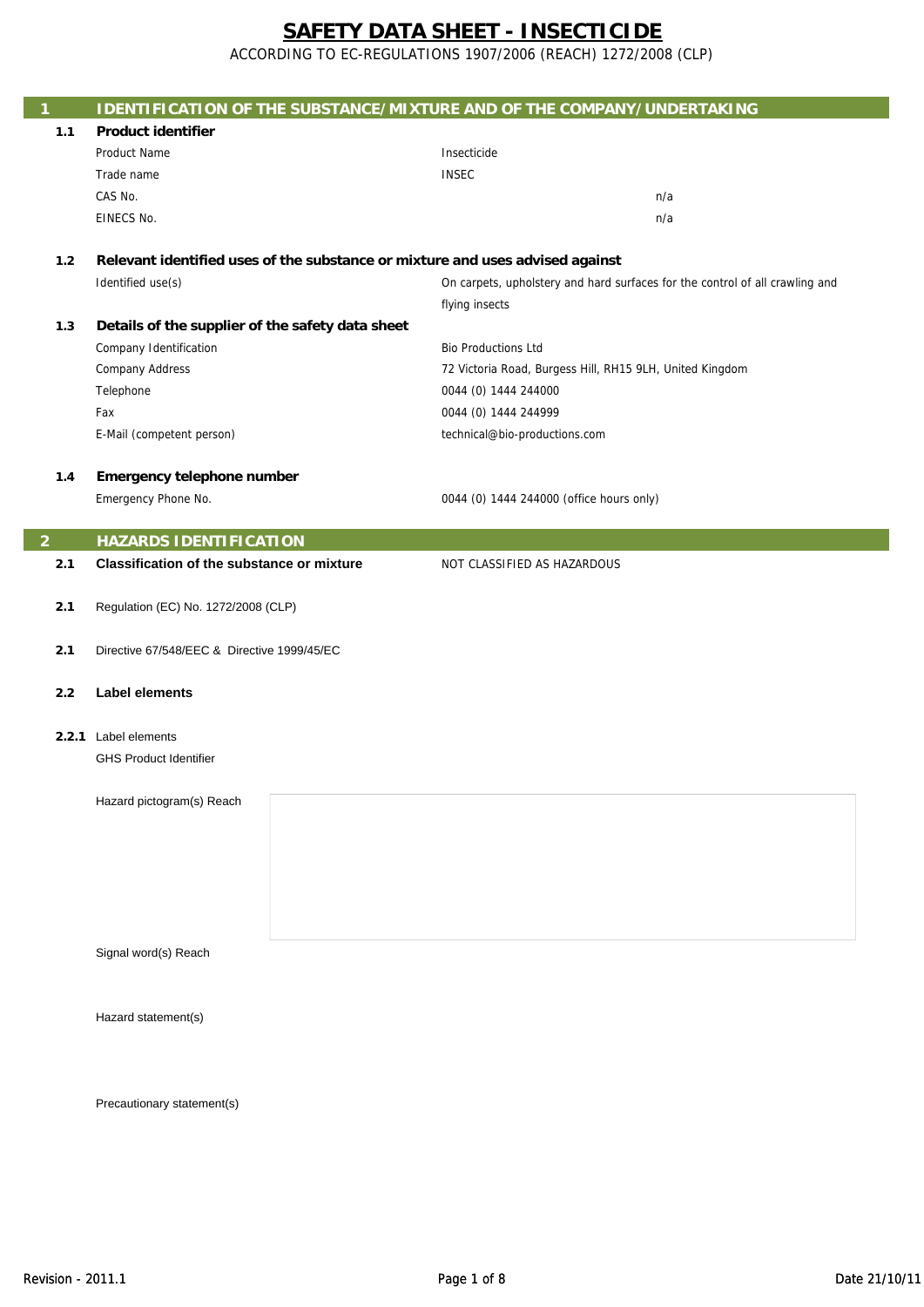# SAFETY DATA SHEET - INSECTICIDE

ACCORDING TO EC-REGULATIONS 1907/2006 (REACH) 1272/2008 (CLP)

## 1 IDENTIFICATION OF THE SUBSTANCE/MIXTURE AND OF THE COMPANY/UNDERTAKING

### 1.1 Product identifier

| | |
|---|---|
| Product Name | Insecticide |
| Trade name | INSEC |
| CAS No. | n/a |
| EINECS No. | n/a |

### 1.2 Relevant identified uses of the substance or mixture and uses advised against

| | |
|---|---|
| Identified use(s) | On carpets, upholstery and hard surfaces for the control of all crawling and flying insects |

### 1.3 Details of the supplier of the safety data sheet

| | |
|---|---|
| Company Identification | Bio Productions Ltd |
| Company Address | 72 Victoria Road, Burgess Hill, RH15 9LH, United Kingdom |
| Telephone | 0044 (0) 1444 244000 |
| Fax | 0044 (0) 1444 244999 |
| E-Mail (competent person) | technical@bio-productions.com |

### 1.4 Emergency telephone number

| | |
|---|---|
| Emergency Phone No. | 0044 (0) 1444 244000 (office hours only) |

## 2 HAZARDS IDENTIFICATION

**2.1 Classification of the substance or mixture** NOT CLASSIFIED AS HAZARDOUS

**2.1** Regulation (EC) No. 1272/2008 (CLP)

**2.1** Directive 67/548/EEC & Directive 1999/45/EC

### 2.2 Label elements

**2.2.1** Label elements

GHS Product Identifier

Hazard pictogram(s) Reach

Signal word(s) Reach

Hazard statement(s)

Precautionary statement(s)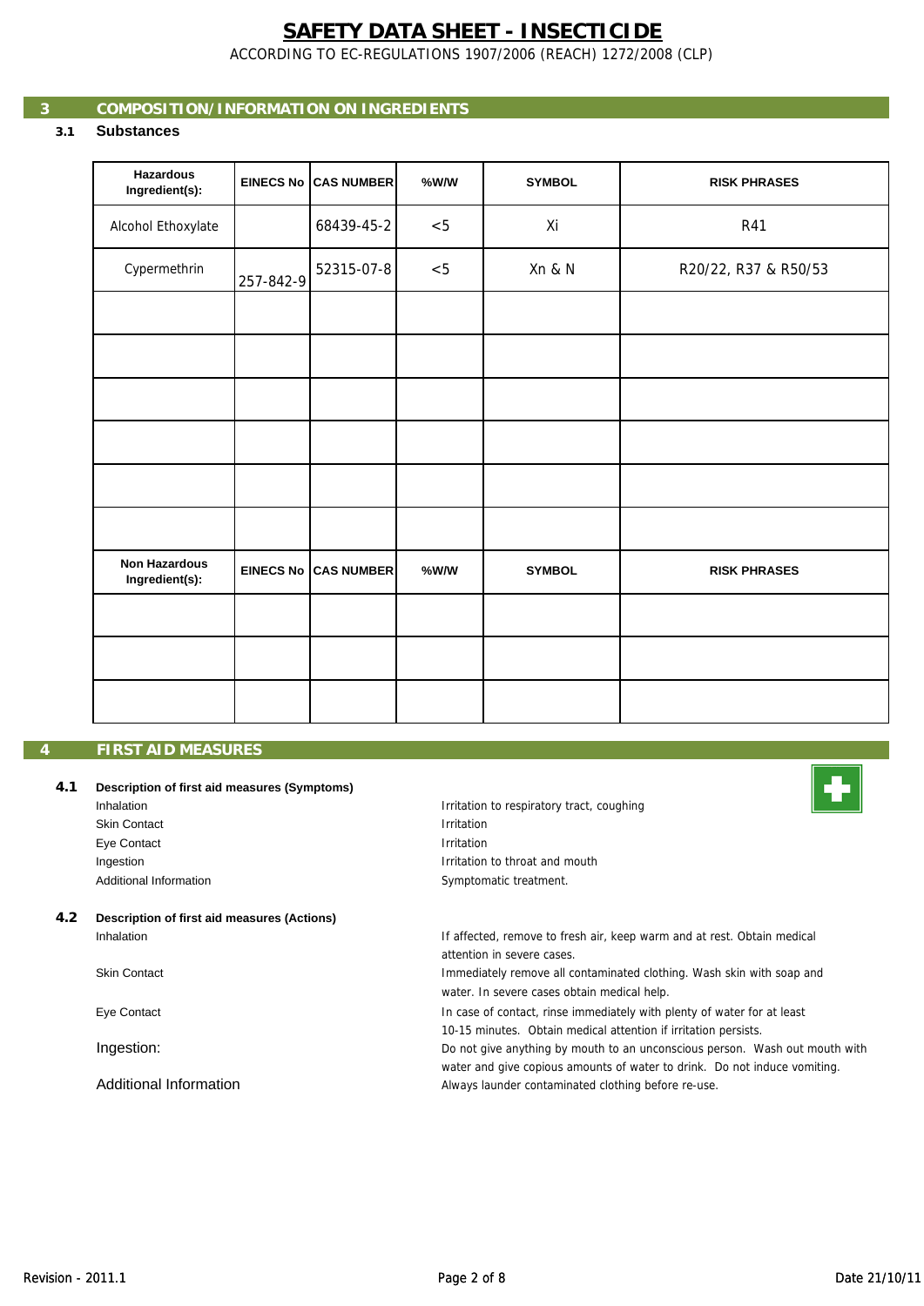# SAFETY DATA SHEET - INSECTICIDE

ACCORDING TO EC-REGULATIONS 1907/2006 (REACH) 1272/2008 (CLP)

## 3 COMPOSITION/INFORMATION ON INGREDIENTS

### 3.1 Substances

| Hazardous Ingredient(s): | EINECS No | CAS NUMBER | %W/W | SYMBOL | RISK PHRASES |
|---|---|---|---|---|---|
| Alcohol Ethoxylate | | 68439-45-2 | <5 | Xi | R41 |
| Cypermethrin | 257-842-9 | 52315-07-8 | <5 | Xn & N | R20/22, R37 & R50/53 |
| | | | | | |
| | | | | | |
| | | | | | |
| | | | | | |
| | | | | | |
| | | | | | |

| Non Hazardous Ingredient(s): | EINECS No | CAS NUMBER | %W/W | SYMBOL | RISK PHRASES |
|---|---|---|---|---|---|
| | | | | | |
| | | | | | |
| | | | | | |

## 4 FIRST AID MEASURES

### 4.1 Description of first aid measures (Symptoms)

| | |
|---|---|
| Inhalation | Irritation to respiratory tract, coughing |
| Skin Contact | Irritation |
| Eye Contact | Irritation |
| Ingestion | Irritation to throat and mouth |
| Additional Information | Symptomatic treatment. |

### 4.2 Description of first aid measures (Actions)

| | |
|---|---|
| Inhalation | If affected, remove to fresh air, keep warm and at rest. Obtain medical attention in severe cases. |
| Skin Contact | Immediately remove all contaminated clothing. Wash skin with soap and water. In severe cases obtain medical help. |
| Eye Contact | In case of contact, rinse immediately with plenty of water for at least 10-15 minutes. Obtain medical attention if irritation persists. |
| Ingestion: | Do not give anything by mouth to an unconscious person. Wash out mouth with water and give copious amounts of water to drink. Do not induce vomiting. |
| Additional Information | Always launder contaminated clothing before re-use. |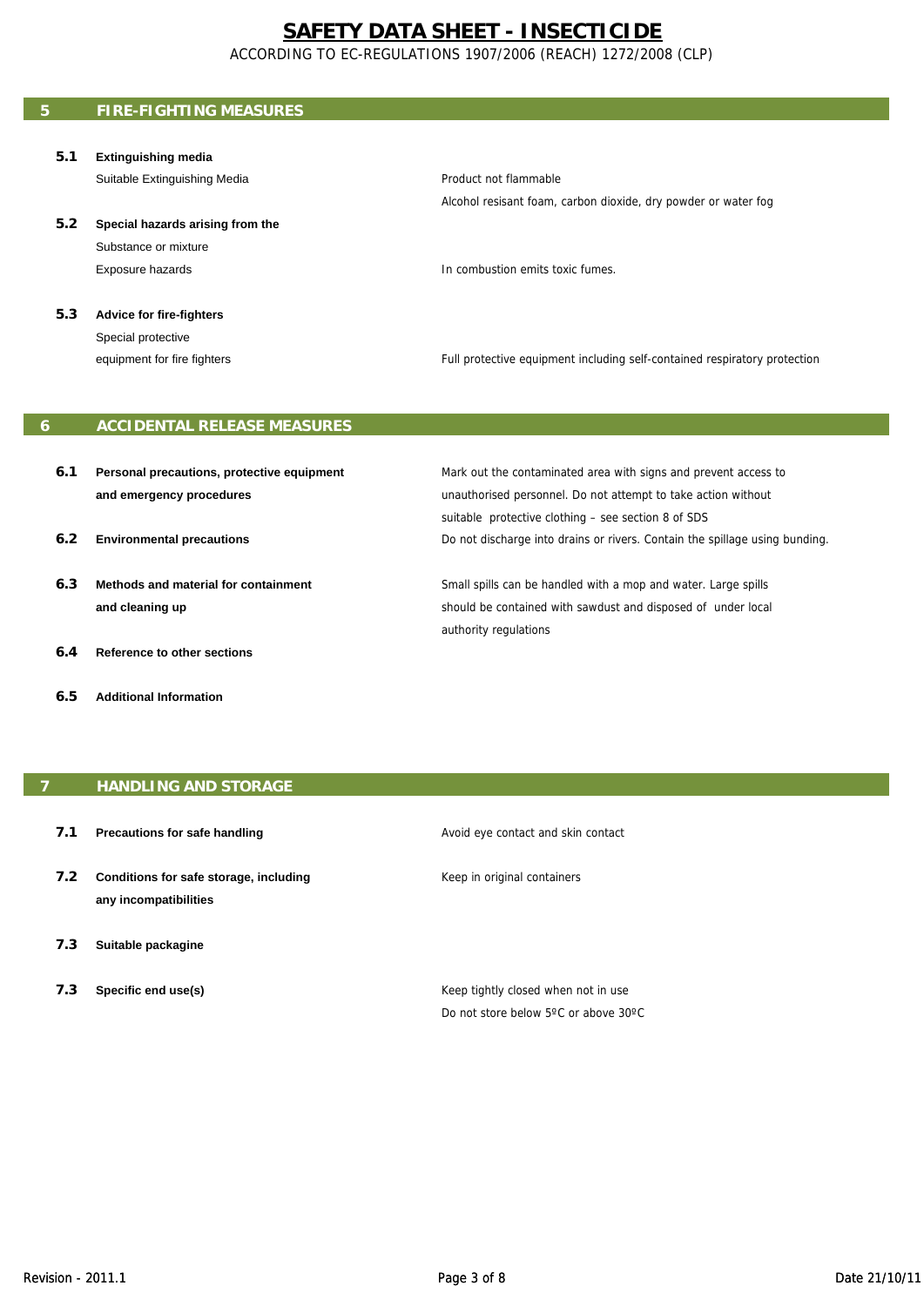# SAFETY DATA SHEET - INSECTICIDE

ACCORDING TO EC-REGULATIONS 1907/2006 (REACH) 1272/2008 (CLP)

## 5 FIRE-FIGHTING MEASURES

| | | |
|---|---|---|
| **5.1** | **Extinguishing media** | |
| | Suitable Extinguishing Media | Product not flammable<br>Alcohol resisant foam, carbon dioxide, dry powder or water fog |
| **5.2** | **Special hazards arising from the**<br>Substance or mixture | |
| | Exposure hazards | In combustion emits toxic fumes. |
| **5.3** | **Advice for fire-fighters** | |
| | Special protective equipment for fire fighters | Full protective equipment including self-contained respiratory protection |

## 6 ACCIDENTAL RELEASE MEASURES

| | | |
|---|---|---|
| **6.1** | **Personal precautions, protective equipment and emergency procedures** | Mark out the contaminated area with signs and prevent access to unauthorised personnel. Do not attempt to take action without suitable protective clothing – see section 8 of SDS |
| **6.2** | **Environmental precautions** | Do not discharge into drains or rivers. Contain the spillage using bunding. |
| **6.3** | **Methods and material for containment and cleaning up** | Small spills can be handled with a mop and water. Large spills should be contained with sawdust and disposed of under local authority regulations |
| **6.4** | **Reference to other sections** | |
| **6.5** | **Additional Information** | |

## 7 HANDLING AND STORAGE

| | | |
|---|---|---|
| **7.1** | **Precautions for safe handling** | Avoid eye contact and skin contact |
| **7.2** | **Conditions for safe storage, including any incompatibilities** | Keep in original containers |
| **7.3** | **Suitable packagine** | |
| **7.3** | **Specific end use(s)** | Keep tightly closed when not in use<br>Do not store below 5ºC or above 30ºC |

Revision - 2011.1 Date 21/10/11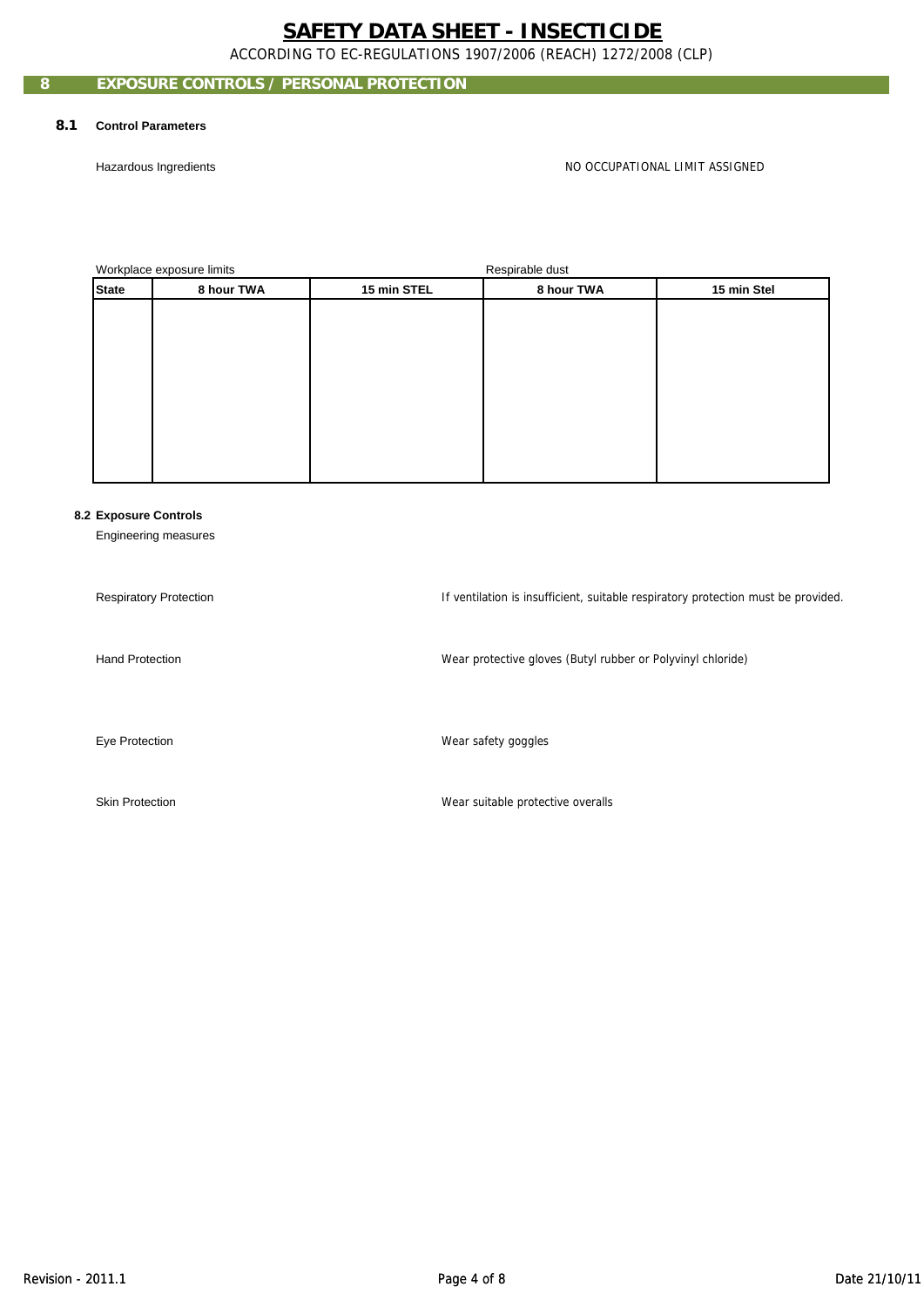# SAFETY DATA SHEET - INSECTICIDE

ACCORDING TO EC-REGULATIONS 1907/2006 (REACH) 1272/2008 (CLP)

## 8 EXPOSURE CONTROLS / PERSONAL PROTECTION

### 8.1 Control Parameters

Hazardous Ingredients — NO OCCUPATIONAL LIMIT ASSIGNED

| Workplace exposure limits | | | Respirable dust | |
|---|---|---|---|---|
| **State** | **8 hour TWA** | **15 min STEL** | **8 hour TWA** | **15 min Stel** |
| | | | | |

### 8.2 Exposure Controls

Engineering measures

Respiratory Protection — If ventilation is insufficient, suitable respiratory protection must be provided.

Hand Protection — Wear protective gloves (Butyl rubber or Polyvinyl chloride)

Eye Protection — Wear safety goggles

Skin Protection — Wear suitable protective overalls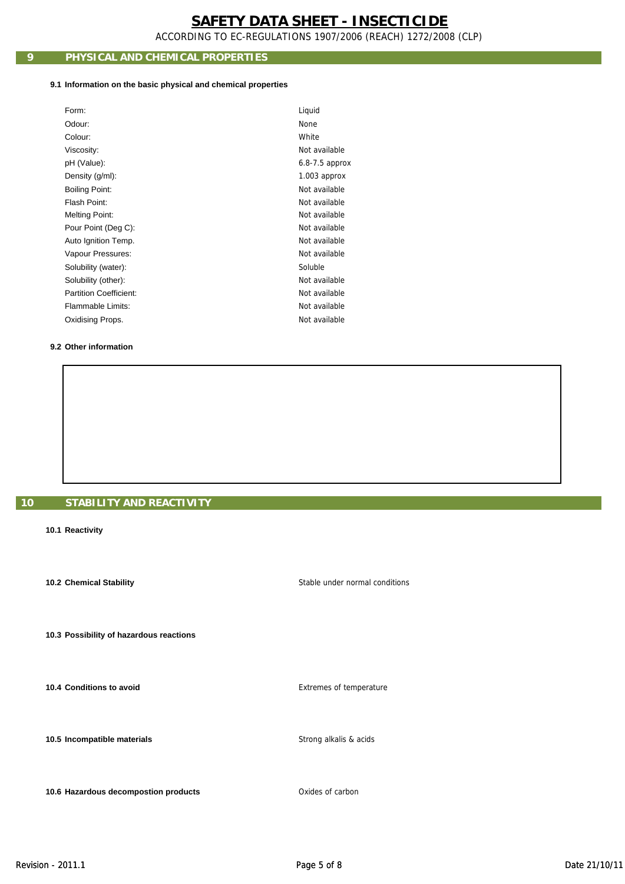# SAFETY DATA SHEET - INSECTICIDE

ACCORDING TO EC-REGULATIONS 1907/2006 (REACH) 1272/2008 (CLP)

## 9 PHYSICAL AND CHEMICAL PROPERTIES

### 9.1 Information on the basic physical and chemical properties

| Property | Value |
|---|---|
| Form: | Liquid |
| Odour: | None |
| Colour: | White |
| Viscosity: | Not available |
| pH (Value): | 6.8-7.5 approx |
| Density (g/ml): | 1.003 approx |
| Boiling Point: | Not available |
| Flash Point: | Not available |
| Melting Point: | Not available |
| Pour Point (Deg C): | Not available |
| Auto Ignition Temp. | Not available |
| Vapour Pressures: | Not available |
| Solubility (water): | Soluble |
| Solubility (other): | Not available |
| Partition Coefficient: | Not available |
| Flammable Limits: | Not available |
| Oxidising Props. | Not available |

### 9.2 Other information

## 10 STABILITY AND REACTIVITY

**10.1 Reactivity**

**10.2 Chemical Stability** — Stable under normal conditions

**10.3 Possibility of hazardous reactions**

**10.4 Conditions to avoid** — Extremes of temperature

**10.5 Incompatible materials** — Strong alkalis & acids

**10.6 Hazardous decompostion products** — Oxides of carbon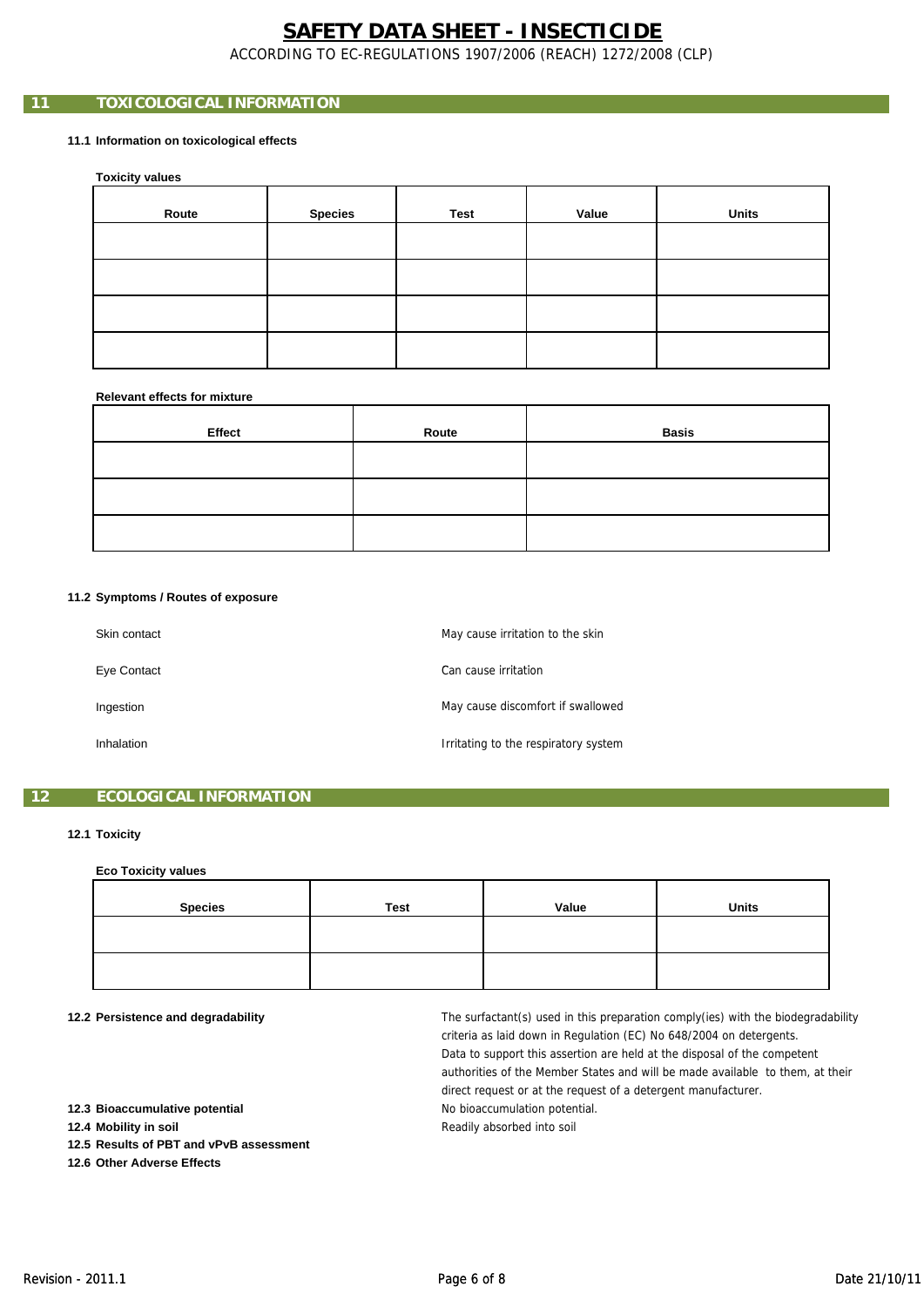## 11 TOXICOLOGICAL INFORMATION

### 11.1 Information on toxicological effects

**Toxicity values**

| Route | Species | Test | Value | Units |
|---|---|---|---|---|
| | | | | |
| | | | | |
| | | | | |
| | | | | |

**Relevant effects for mixture**

| Effect | Route | Basis |
|---|---|---|
| | | |
| | | |
| | | |

### 11.2 Symptoms / Routes of exposure

| | |
|---|---|
| Skin contact | May cause irritation to the skin |
| Eye Contact | Can cause irritation |
| Ingestion | May cause discomfort if swallowed |
| Inhalation | Irritating to the respiratory system |

## 12 ECOLOGICAL INFORMATION

### 12.1 Toxicity

**Eco Toxicity values**

| Species | Test | Value | Units |
|---|---|---|---|
| | | | |
| | | | |

**12.2 Persistence and degradability**

The surfactant(s) used in this preparation comply(ies) with the biodegradability criteria as laid down in Regulation (EC) No 648/2004 on detergents. Data to support this assertion are held at the disposal of the competent authorities of the Member States and will be made available to them, at their direct request or at the request of a detergent manufacturer.

**12.3 Bioaccumulative potential**

No bioaccumulation potential.

**12.4 Mobility in soil**

Readily absorbed into soil

**12.5 Results of PBT and vPvB assessment**

**12.6 Other Adverse Effects**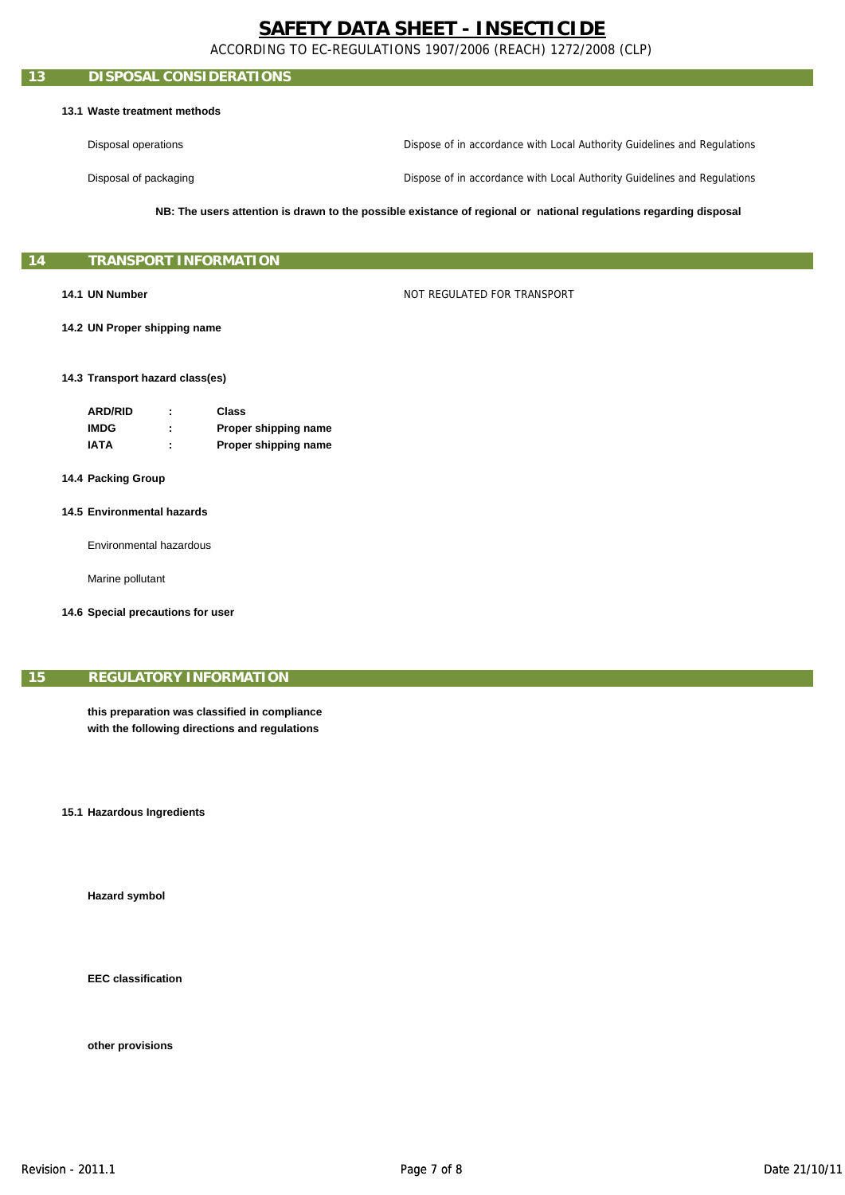# SAFETY DATA SHEET - INSECTICIDE

ACCORDING TO EC-REGULATIONS 1907/2006 (REACH) 1272/2008 (CLP)

## 13 DISPOSAL CONSIDERATIONS

**13.1 Waste treatment methods**

| | |
|---|---|
| Disposal operations | Dispose of in accordance with Local Authority Guidelines and Regulations |
| Disposal of packaging | Dispose of in accordance with Local Authority Guidelines and Regulations |

**NB: The users attention is drawn to the possible existance of regional or national regulations regarding disposal**

## 14 TRANSPORT INFORMATION

**14.1 UN Number** NOT REGULATED FOR TRANSPORT

**14.2 UN Proper shipping name**

**14.3 Transport hazard class(es)**

| | | |
|---|---|---|
| **ARD/RID** | : | **Class** |
| **IMDG** | : | **Proper shipping name** |
| **IATA** | : | **Proper shipping name** |

**14.4 Packing Group**

**14.5 Environmental hazards**

Environmental hazardous

Marine pollutant

**14.6 Special precautions for user**

## 15 REGULATORY INFORMATION

**this preparation was classified in compliance with the following directions and regulations**

**15.1 Hazardous Ingredients**

**Hazard symbol**

**EEC classification**

**other provisions**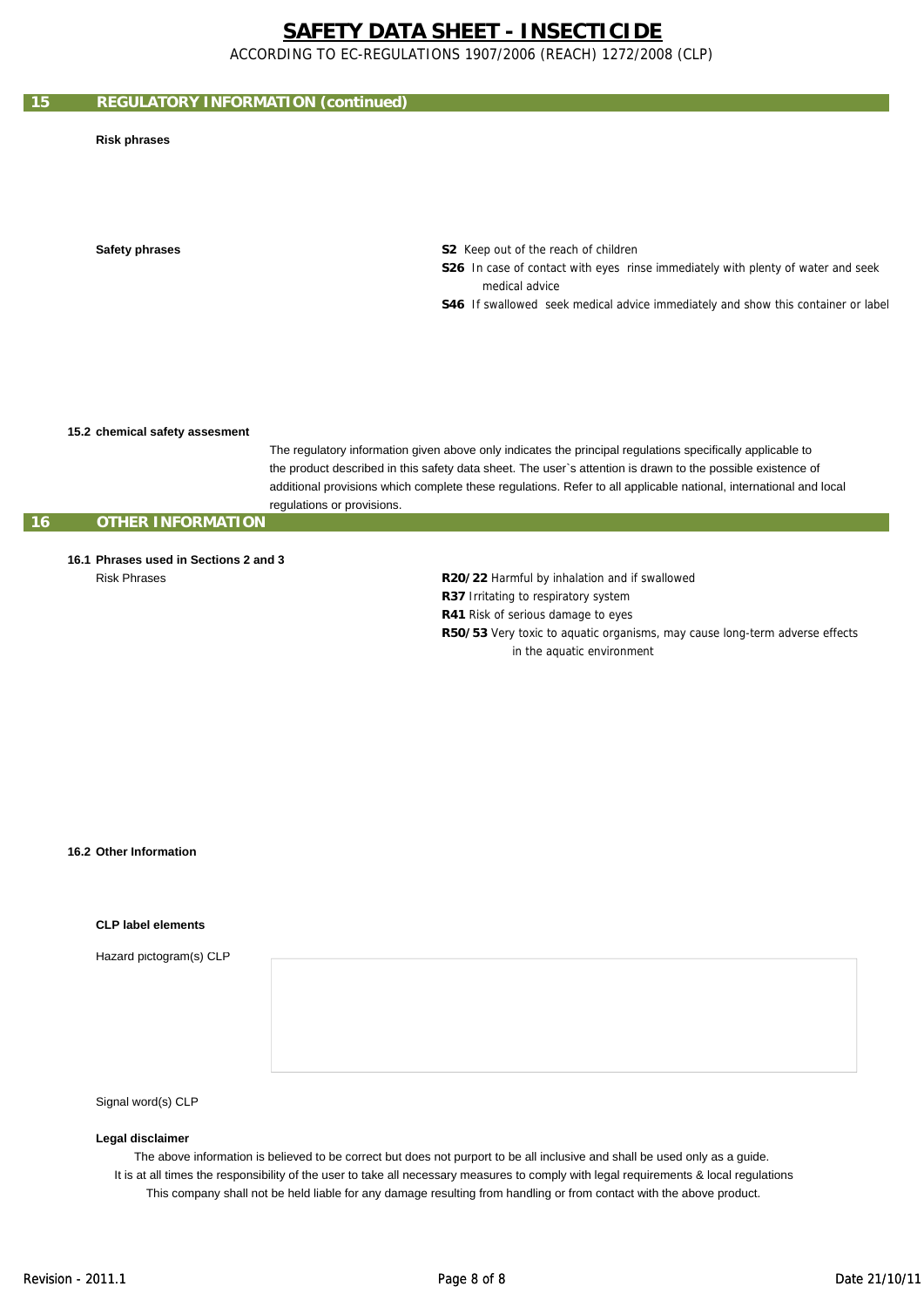# SAFETY DATA SHEET - INSECTICIDE

ACCORDING TO EC-REGULATIONS 1907/2006 (REACH) 1272/2008 (CLP)

## 15 REGULATORY INFORMATION (continued)

**Risk phrases**

**Safety phrases**

**S2** Keep out of the reach of children

**S26** In case of contact with eyes rinse immediately with plenty of water and seek medical advice

**S46** If swallowed seek medical advice immediately and show this container or label

**15.2 chemical safety assesment**

The regulatory information given above only indicates the principal regulations specifically applicable to the product described in this safety data sheet. The user`s attention is drawn to the possible existence of additional provisions which complete these regulations. Refer to all applicable national, international and local regulations or provisions.

## 16 OTHER INFORMATION

**16.1 Phrases used in Sections 2 and 3**

Risk Phrases

**R20/22** Harmful by inhalation and if swallowed

**R37** Irritating to respiratory system

**R41** Risk of serious damage to eyes

**R50/53** Very toxic to aquatic organisms, may cause long-term adverse effects in the aquatic environment

**16.2 Other Information**

**CLP label elements**

Hazard pictogram(s) CLP

Signal word(s) CLP

**Legal disclaimer**

The above information is believed to be correct but does not purport to be all inclusive and shall be used only as a guide.
It is at all times the responsibility of the user to take all necessary measures to comply with legal requirements & local regulations
This company shall not be held liable for any damage resulting from handling or from contact with the above product.

Revision - 2011.1

Date 21/10/11